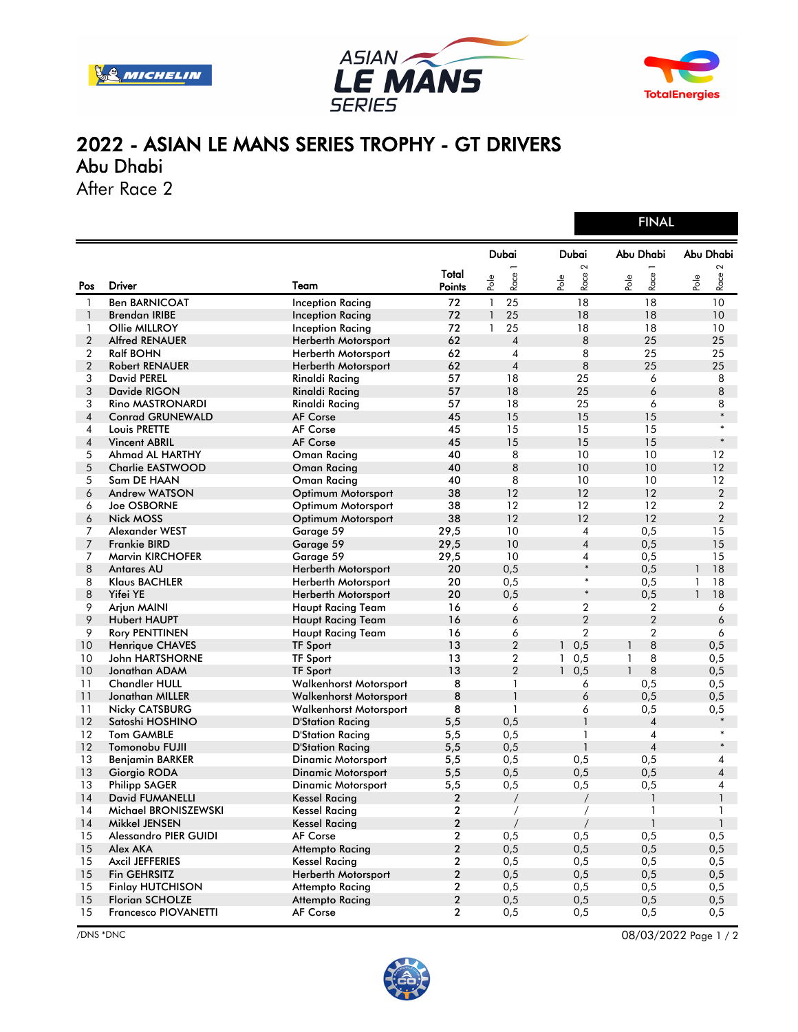# 2022 - ASIAN LE MANS SERIES TROPHY - GT DRIVERS

## Abu Dhabi

After Race 2

FINAL

| Pos | Driver | Team | Total Points | Dubai Pole | Dubai Race 1 | Dubai Pole | Dubai Race 2 | Abu Dhabi Pole | Abu Dhabi Race 1 | Abu Dhabi Pole | Abu Dhabi Race 2 |
|---|---|---|---|---|---|---|---|---|---|---|---|
| 1 | Ben BARNICOAT | Inception Racing | 72 | 1 | 25 | | 18 | | 18 | | 10 |
| 1 | Brendan IRIBE | Inception Racing | 72 | 1 | 25 | | 18 | | 18 | | 10 |
| 1 | Ollie MILLROY | Inception Racing | 72 | 1 | 25 | | 18 | | 18 | | 10 |
| 2 | Alfred RENAUER | Herberth Motorsport | 62 | | 4 | | 8 | | 25 | | 25 |
| 2 | Ralf BOHN | Herberth Motorsport | 62 | | 4 | | 8 | | 25 | | 25 |
| 2 | Robert RENAUER | Herberth Motorsport | 62 | | 4 | | 8 | | 25 | | 25 |
| 3 | David PEREL | Rinaldi Racing | 57 | | 18 | | 25 | | 6 | | 8 |
| 3 | Davide RIGON | Rinaldi Racing | 57 | | 18 | | 25 | | 6 | | 8 |
| 3 | Rino MASTRONARDI | Rinaldi Racing | 57 | | 18 | | 25 | | 6 | | 8 |
| 4 | Conrad GRUNEWALD | AF Corse | 45 | | 15 | | 15 | | 15 | | * |
| 4 | Louis PRETTE | AF Corse | 45 | | 15 | | 15 | | 15 | | * |
| 4 | Vincent ABRIL | AF Corse | 45 | | 15 | | 15 | | 15 | | * |
| 5 | Ahmad AL HARTHY | Oman Racing | 40 | | 8 | | 10 | | 10 | | 12 |
| 5 | Charlie EASTWOOD | Oman Racing | 40 | | 8 | | 10 | | 10 | | 12 |
| 5 | Sam DE HAAN | Oman Racing | 40 | | 8 | | 10 | | 10 | | 12 |
| 6 | Andrew WATSON | Optimum Motorsport | 38 | | 12 | | 12 | | 12 | | 2 |
| 6 | Joe OSBORNE | Optimum Motorsport | 38 | | 12 | | 12 | | 12 | | 2 |
| 6 | Nick MOSS | Optimum Motorsport | 38 | | 12 | | 12 | | 12 | | 2 |
| 7 | Alexander WEST | Garage 59 | 29,5 | | 10 | | 4 | | 0,5 | | 15 |
| 7 | Frankie BIRD | Garage 59 | 29,5 | | 10 | | 4 | | 0,5 | | 15 |
| 7 | Marvin KIRCHOFER | Garage 59 | 29,5 | | 10 | | 4 | | 0,5 | | 15 |
| 8 | Antares AU | Herberth Motorsport | 20 | | 0,5 | | * | | 0,5 | 1 | 18 |
| 8 | Klaus BACHLER | Herberth Motorsport | 20 | | 0,5 | | * | | 0,5 | 1 | 18 |
| 8 | Yifei YE | Herberth Motorsport | 20 | | 0,5 | | * | | 0,5 | 1 | 18 |
| 9 | Arjun MAINI | Haupt Racing Team | 16 | | 6 | | 2 | | 2 | | 6 |
| 9 | Hubert HAUPT | Haupt Racing Team | 16 | | 6 | | 2 | | 2 | | 6 |
| 9 | Rory PENTTINEN | Haupt Racing Team | 16 | | 6 | | 2 | | 2 | | 6 |
| 10 | Henrique CHAVES | TF Sport | 13 | | 2 | 1 | 0,5 | 1 | 8 | | 0,5 |
| 10 | John HARTSHORNE | TF Sport | 13 | | 2 | 1 | 0,5 | 1 | 8 | | 0,5 |
| 10 | Jonathan ADAM | TF Sport | 13 | | 2 | 1 | 0,5 | 1 | 8 | | 0,5 |
| 11 | Chandler HULL | Walkenhorst Motorsport | 8 | | 1 | | 6 | | 0,5 | | 0,5 |
| 11 | Jonathan MILLER | Walkenhorst Motorsport | 8 | | 1 | | 6 | | 0,5 | | 0,5 |
| 11 | Nicky CATSBURG | Walkenhorst Motorsport | 8 | | 1 | | 6 | | 0,5 | | 0,5 |
| 12 | Satoshi HOSHINO | D'Station Racing | 5,5 | | 0,5 | | 1 | | 4 | | * |
| 12 | Tom GAMBLE | D'Station Racing | 5,5 | | 0,5 | | 1 | | 4 | | * |
| 12 | Tomonobu FUJII | D'Station Racing | 5,5 | | 0,5 | | 1 | | 4 | | * |
| 13 | Benjamin BARKER | Dinamic Motorsport | 5,5 | | 0,5 | | 0,5 | | 0,5 | | 4 |
| 13 | Giorgio RODA | Dinamic Motorsport | 5,5 | | 0,5 | | 0,5 | | 0,5 | | 4 |
| 13 | Philipp SAGER | Dinamic Motorsport | 5,5 | | 0,5 | | 0,5 | | 0,5 | | 4 |
| 14 | David FUMANELLI | Kessel Racing | 2 | | / | | / | | 1 | | 1 |
| 14 | Michael BRONISZEWSKI | Kessel Racing | 2 | | / | | / | | 1 | | 1 |
| 14 | Mikkel JENSEN | Kessel Racing | 2 | | / | | / | | 1 | | 1 |
| 15 | Alessandro PIER GUIDI | AF Corse | 2 | | 0,5 | | 0,5 | | 0,5 | | 0,5 |
| 15 | Alex AKA | Attempto Racing | 2 | | 0,5 | | 0,5 | | 0,5 | | 0,5 |
| 15 | Axcil JEFFERIES | Kessel Racing | 2 | | 0,5 | | 0,5 | | 0,5 | | 0,5 |
| 15 | Fin GEHRSITZ | Herberth Motorsport | 2 | | 0,5 | | 0,5 | | 0,5 | | 0,5 |
| 15 | Finlay HUTCHISON | Attempto Racing | 2 | | 0,5 | | 0,5 | | 0,5 | | 0,5 |
| 15 | Florian SCHOLZE | Attempto Racing | 2 | | 0,5 | | 0,5 | | 0,5 | | 0,5 |
| 15 | Francesco PIOVANETTI | AF Corse | 2 | | 0,5 | | 0,5 | | 0,5 | | 0,5 |

/DNS *DNC

08/03/2022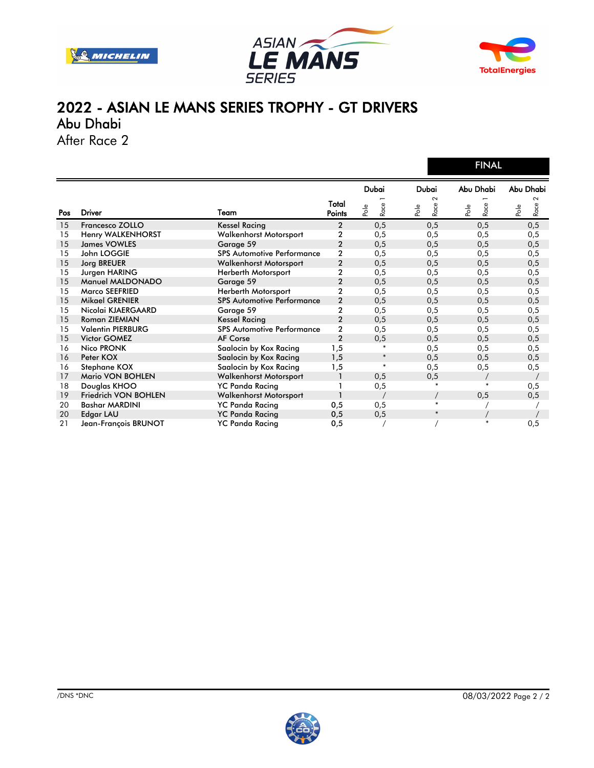# 2022 - ASIAN LE MANS SERIES TROPHY - GT DRIVERS

## Abu Dhabi

After Race 2

FINAL

| Pos | Driver | Team | Total Points | Dubai Pole | Dubai Race 1 | Dubai Pole | Dubai Race 2 | Abu Dhabi Pole | Abu Dhabi Race 1 | Abu Dhabi Pole | Abu Dhabi Race 2 |
|---|---|---|---|---|---|---|---|---|---|---|---|
| 15 | Francesco ZOLLO | Kessel Racing | 2 | | 0,5 | | 0,5 | | 0,5 | | 0,5 |
| 15 | Henry WALKENHORST | Walkenhorst Motorsport | 2 | | 0,5 | | 0,5 | | 0,5 | | 0,5 |
| 15 | James VOWLES | Garage 59 | 2 | | 0,5 | | 0,5 | | 0,5 | | 0,5 |
| 15 | John LOGGIE | SPS Automotive Performance | 2 | | 0,5 | | 0,5 | | 0,5 | | 0,5 |
| 15 | Jorg BREUER | Walkenhorst Motorsport | 2 | | 0,5 | | 0,5 | | 0,5 | | 0,5 |
| 15 | Jurgen HARING | Herberth Motorsport | 2 | | 0,5 | | 0,5 | | 0,5 | | 0,5 |
| 15 | Manuel MALDONADO | Garage 59 | 2 | | 0,5 | | 0,5 | | 0,5 | | 0,5 |
| 15 | Marco SEEFRIED | Herberth Motorsport | 2 | | 0,5 | | 0,5 | | 0,5 | | 0,5 |
| 15 | Mikael GRENIER | SPS Automotive Performance | 2 | | 0,5 | | 0,5 | | 0,5 | | 0,5 |
| 15 | Nicolai KJAERGAARD | Garage 59 | 2 | | 0,5 | | 0,5 | | 0,5 | | 0,5 |
| 15 | Roman ZIEMIAN | Kessel Racing | 2 | | 0,5 | | 0,5 | | 0,5 | | 0,5 |
| 15 | Valentin PIERBURG | SPS Automotive Performance | 2 | | 0,5 | | 0,5 | | 0,5 | | 0,5 |
| 15 | Victor GOMEZ | AF Corse | 2 | | 0,5 | | 0,5 | | 0,5 | | 0,5 |
| 16 | Nico PRONK | Saalocin by Kox Racing | 1,5 | | * | | 0,5 | | 0,5 | | 0,5 |
| 16 | Peter KOX | Saalocin by Kox Racing | 1,5 | | * | | 0,5 | | 0,5 | | 0,5 |
| 16 | Stephane KOX | Saalocin by Kox Racing | 1,5 | | * | | 0,5 | | 0,5 | | 0,5 |
| 17 | Mario VON BOHLEN | Walkenhorst Motorsport | 1 | | 0,5 | | 0,5 | | / | | / |
| 18 | Douglas KHOO | YC Panda Racing | 1 | | 0,5 | | * | | * | | 0,5 |
| 19 | Friedrich VON BOHLEN | Walkenhorst Motorsport | 1 | | / | | / | | 0,5 | | 0,5 |
| 20 | Bashar MARDINI | YC Panda Racing | 0,5 | | 0,5 | | * | | / | | / |
| 20 | Edgar LAU | YC Panda Racing | 0,5 | | 0,5 | | * | | / | | / |
| 21 | Jean-François BRUNOT | YC Panda Racing | 0,5 | | / | | / | | * | | 0,5 |

/DNS *DNC

08/03/2022